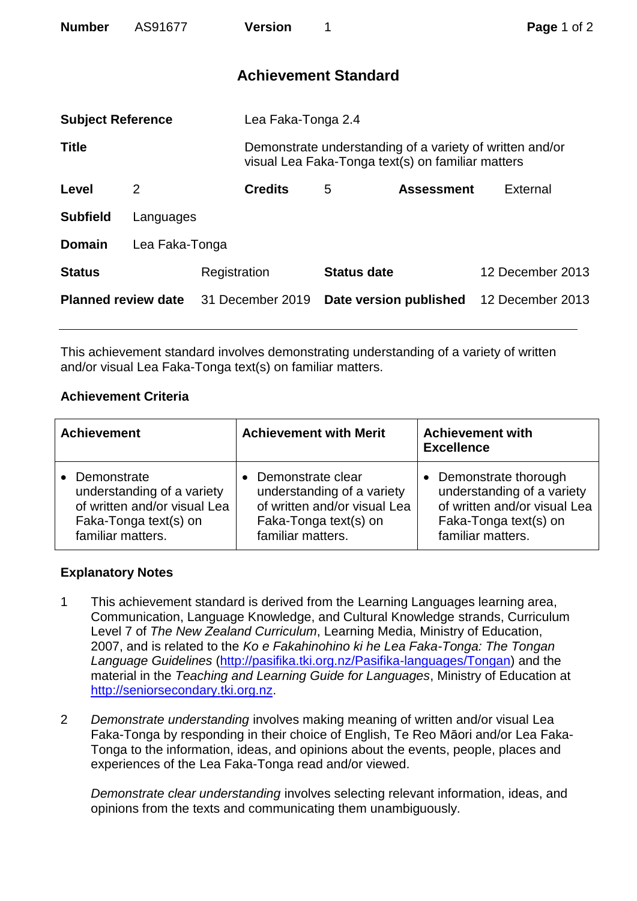| **Number** | AS91677 | **Version** | 1 |
|---|---|---|---|

# Achievement Standard

| | | | | | |
|---|---|---|---|---|---|
| **Subject Reference** | | Lea Faka-Tonga 2.4 | | | |
| **Title** | | Demonstrate understanding of a variety of written and/or visual Lea Faka-Tonga text(s) on familiar matters | | | |
| **Level** | 2 | **Credits** | 5 | **Assessment** | External |
| **Subfield** | Languages | | | | |
| **Domain** | Lea Faka-Tonga | | | | |
| **Status** | Registration | **Status date** | 12 December 2013 | | |
| **Planned review date** | 31 December 2019 | **Date version published** | 12 December 2013 | | |

This achievement standard involves demonstrating understanding of a variety of written and/or visual Lea Faka-Tonga text(s) on familiar matters.

## Achievement Criteria

| Achievement | Achievement with Merit | Achievement with Excellence |
|---|---|---|
| • Demonstrate understanding of a variety of written and/or visual Lea Faka-Tonga text(s) on familiar matters. | • Demonstrate clear understanding of a variety of written and/or visual Lea Faka-Tonga text(s) on familiar matters. | • Demonstrate thorough understanding of a variety of written and/or visual Lea Faka-Tonga text(s) on familiar matters. |

## Explanatory Notes

1. This achievement standard is derived from the Learning Languages learning area, Communication, Language Knowledge, and Cultural Knowledge strands, Curriculum Level 7 of *The New Zealand Curriculum*, Learning Media, Ministry of Education, 2007, and is related to the *Ko e Fakahinohino ki he Lea Faka-Tonga: The Tongan Language Guidelines* (http://pasifika.tki.org.nz/Pasifika-languages/Tongan) and the material in the *Teaching and Learning Guide for Languages*, Ministry of Education at http://seniorsecondary.tki.org.nz.

2. *Demonstrate understanding* involves making meaning of written and/or visual Lea Faka-Tonga by responding in their choice of English, Te Reo Māori and/or Lea Faka-Tonga to the information, ideas, and opinions about the events, people, places and experiences of the Lea Faka-Tonga read and/or viewed.

   *Demonstrate clear understanding* involves selecting relevant information, ideas, and opinions from the texts and communicating them unambiguously.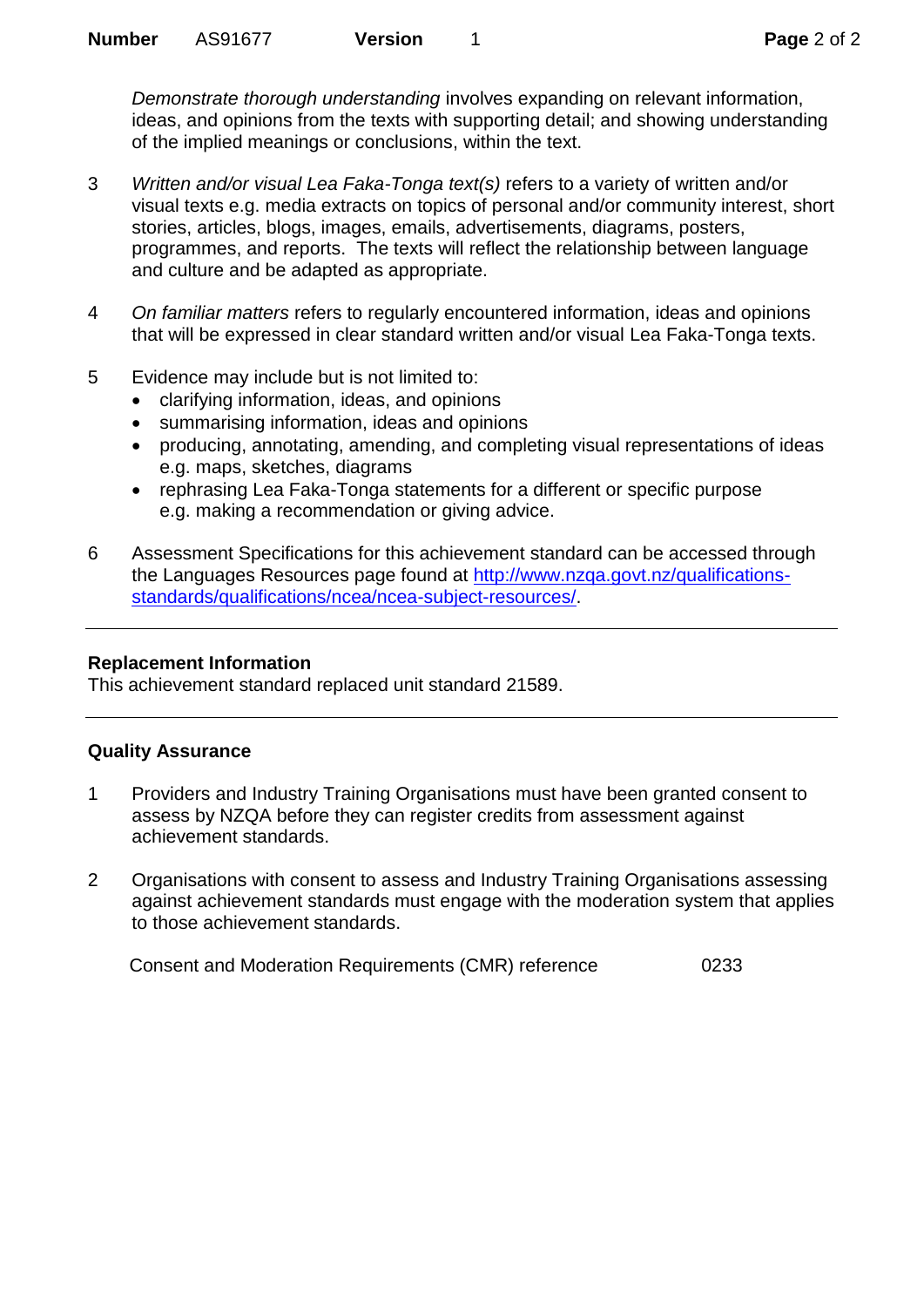*Demonstrate thorough understanding* involves expanding on relevant information, ideas, and opinions from the texts with supporting detail; and showing understanding of the implied meanings or conclusions, within the text.

3. *Written and/or visual Lea Faka-Tonga text(s)* refers to a variety of written and/or visual texts e.g. media extracts on topics of personal and/or community interest, short stories, articles, blogs, images, emails, advertisements, diagrams, posters, programmes, and reports. The texts will reflect the relationship between language and culture and be adapted as appropriate.

4. *On familiar matters* refers to regularly encountered information, ideas and opinions that will be expressed in clear standard written and/or visual Lea Faka-Tonga texts.

5. Evidence may include but is not limited to:
   - clarifying information, ideas, and opinions
   - summarising information, ideas and opinions
   - producing, annotating, amending, and completing visual representations of ideas e.g. maps, sketches, diagrams
   - rephrasing Lea Faka-Tonga statements for a different or specific purpose e.g. making a recommendation or giving advice.

6. Assessment Specifications for this achievement standard can be accessed through the Languages Resources page found at [http://www.nzqa.govt.nz/qualifications-standards/qualifications/ncea/ncea-subject-resources/](http://www.nzqa.govt.nz/qualifications-standards/qualifications/ncea/ncea-subject-resources/).

---

**Replacement Information**

This achievement standard replaced unit standard 21589.

---

**Quality Assurance**

1. Providers and Industry Training Organisations must have been granted consent to assess by NZQA before they can register credits from assessment against achievement standards.

2. Organisations with consent to assess and Industry Training Organisations assessing against achievement standards must engage with the moderation system that applies to those achievement standards.

Consent and Moderation Requirements (CMR) reference 0233